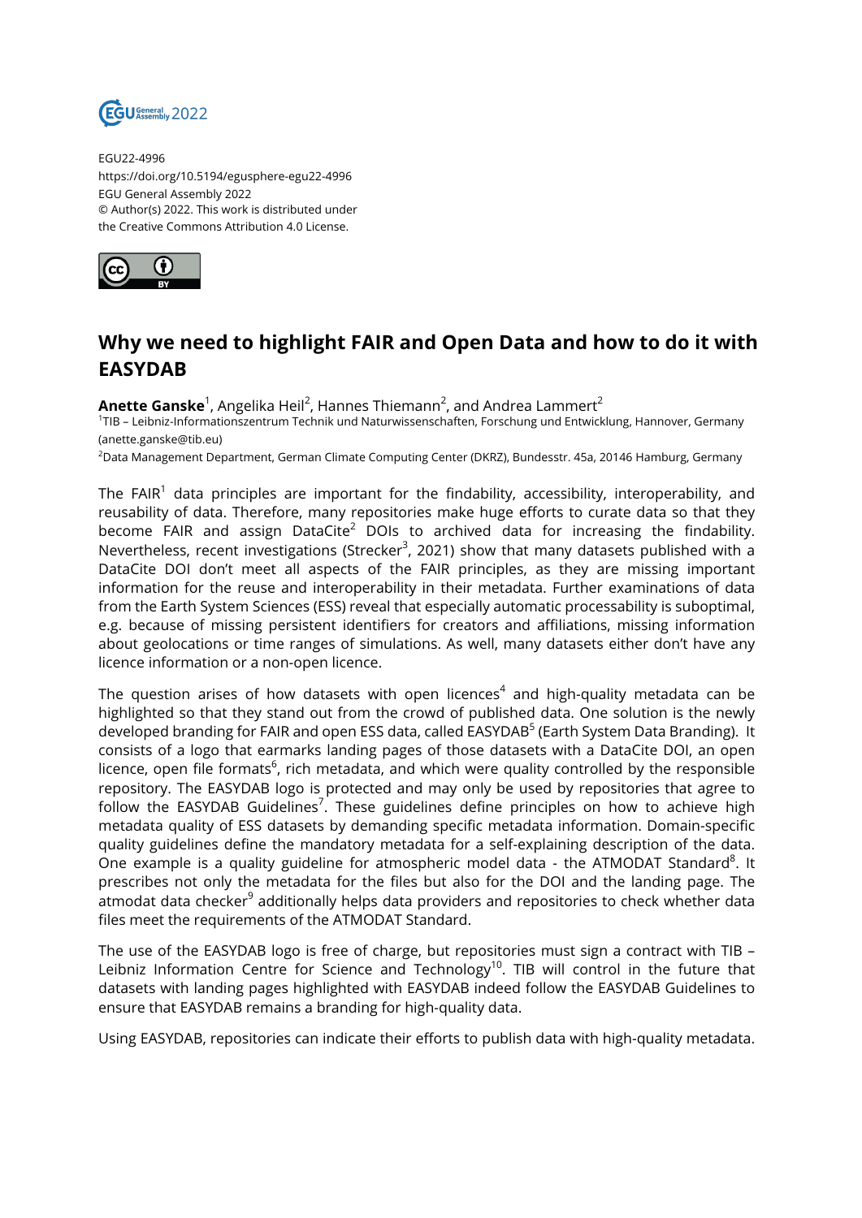EGU22-4996
https://doi.org/10.5194/egusphere-egu22-4996
EGU General Assembly 2022
© Author(s) 2022. This work is distributed under
the Creative Commons Attribution 4.0 License.

# Why we need to highlight FAIR and Open Data and how to do it with EASYDAB

**Anette Ganske**[1], Angelika Heil[2], Hannes Thiemann[2], and Andrea Lammert[2]

[1]TIB – Leibniz-Informationszentrum Technik und Naturwissenschaften, Forschung und Entwicklung, Hannover, Germany (anette.ganske@tib.eu)

[2]Data Management Department, German Climate Computing Center (DKRZ), Bundesstr. 45a, 20146 Hamburg, Germany

The FAIR[1] data principles are important for the findability, accessibility, interoperability, and reusability of data. Therefore, many repositories make huge efforts to curate data so that they become FAIR and assign DataCite[2] DOIs to archived data for increasing the findability. Nevertheless, recent investigations (Strecker[3], 2021) show that many datasets published with a DataCite DOI don't meet all aspects of the FAIR principles, as they are missing important information for the reuse and interoperability in their metadata. Further examinations of data from the Earth System Sciences (ESS) reveal that especially automatic processability is suboptimal, e.g. because of missing persistent identifiers for creators and affiliations, missing information about geolocations or time ranges of simulations. As well, many datasets either don't have any licence information or a non-open licence.

The question arises of how datasets with open licences[4] and high-quality metadata can be highlighted so that they stand out from the crowd of published data. One solution is the newly developed branding for FAIR and open ESS data, called EASYDAB[5] (Earth System Data Branding). It consists of a logo that earmarks landing pages of those datasets with a DataCite DOI, an open licence, open file formats[6], rich metadata, and which were quality controlled by the responsible repository. The EASYDAB logo is protected and may only be used by repositories that agree to follow the EASYDAB Guidelines[7]. These guidelines define principles on how to achieve high metadata quality of ESS datasets by demanding specific metadata information. Domain-specific quality guidelines define the mandatory metadata for a self-explaining description of the data. One example is a quality guideline for atmospheric model data - the ATMODAT Standard[8]. It prescribes not only the metadata for the files but also for the DOI and the landing page. The atmodat data checker[9] additionally helps data providers and repositories to check whether data files meet the requirements of the ATMODAT Standard.

The use of the EASYDAB logo is free of charge, but repositories must sign a contract with TIB – Leibniz Information Centre for Science and Technology[10]. TIB will control in the future that datasets with landing pages highlighted with EASYDAB indeed follow the EASYDAB Guidelines to ensure that EASYDAB remains a branding for high-quality data.

Using EASYDAB, repositories can indicate their efforts to publish data with high-quality metadata.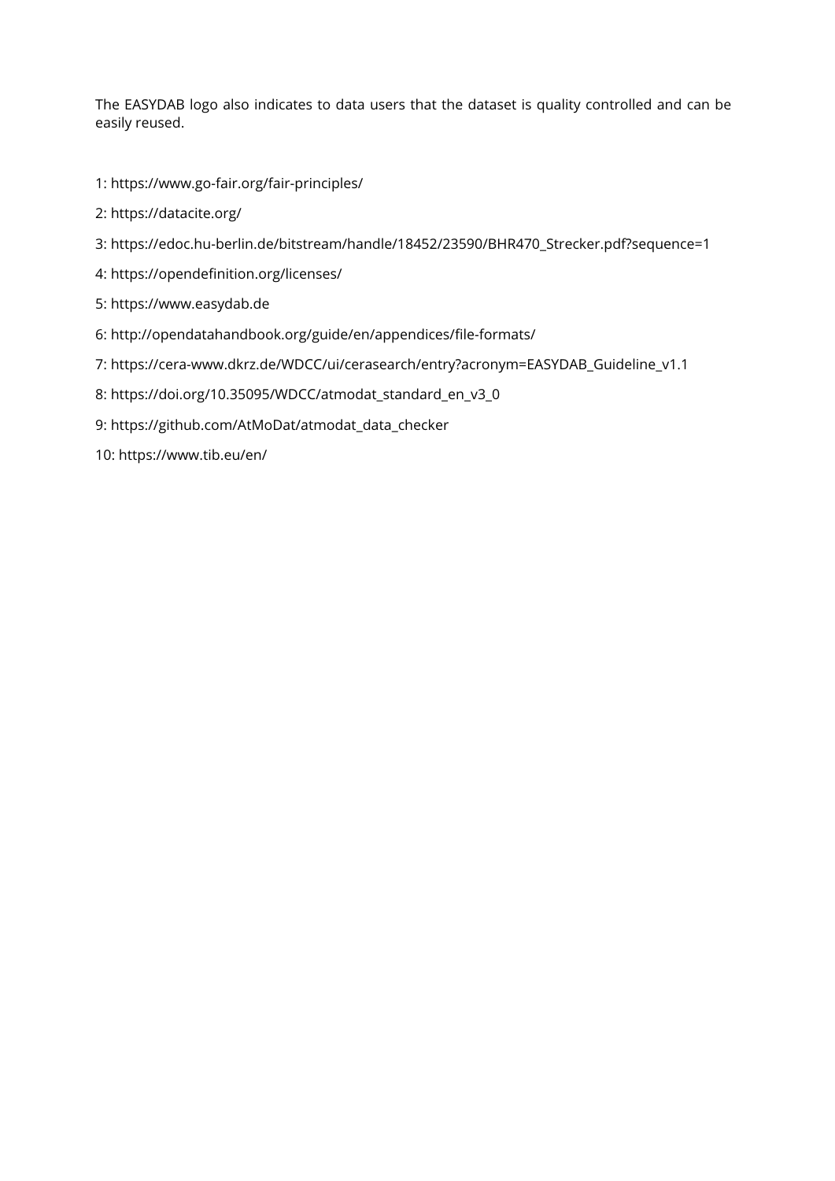The EASYDAB logo also indicates to data users that the dataset is quality controlled and can be easily reused.

1: https://www.go-fair.org/fair-principles/

2: https://datacite.org/

3: https://edoc.hu-berlin.de/bitstream/handle/18452/23590/BHR470_Strecker.pdf?sequence=1

4: https://opendefinition.org/licenses/

5: https://www.easydab.de

6: http://opendatahandbook.org/guide/en/appendices/file-formats/

7: https://cera-www.dkrz.de/WDCC/ui/cerasearch/entry?acronym=EASYDAB_Guideline_v1.1

8: https://doi.org/10.35095/WDCC/atmodat_standard_en_v3_0

9: https://github.com/AtMoDat/atmodat_data_checker

10: https://www.tib.eu/en/